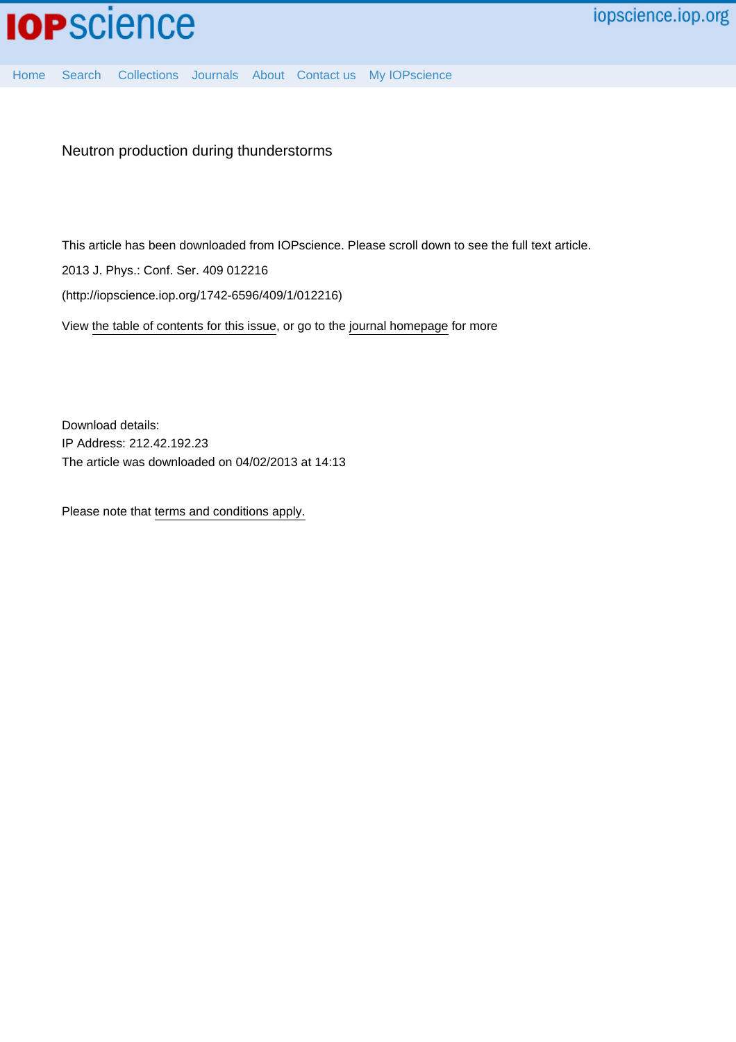# Neutron production during thunderstorms

This article has been downloaded from IOPscience. Please scroll down to see the full text article.

2013 J. Phys.: Conf. Ser. 409 012216

(http://iopscience.iop.org/1742-6596/409/1/012216)

View the table of contents for this issue, or go to the journal homepage for more

Download details:
IP Address: 212.42.192.23
The article was downloaded on 04/02/2013 at 14:13

Please note that terms and conditions apply.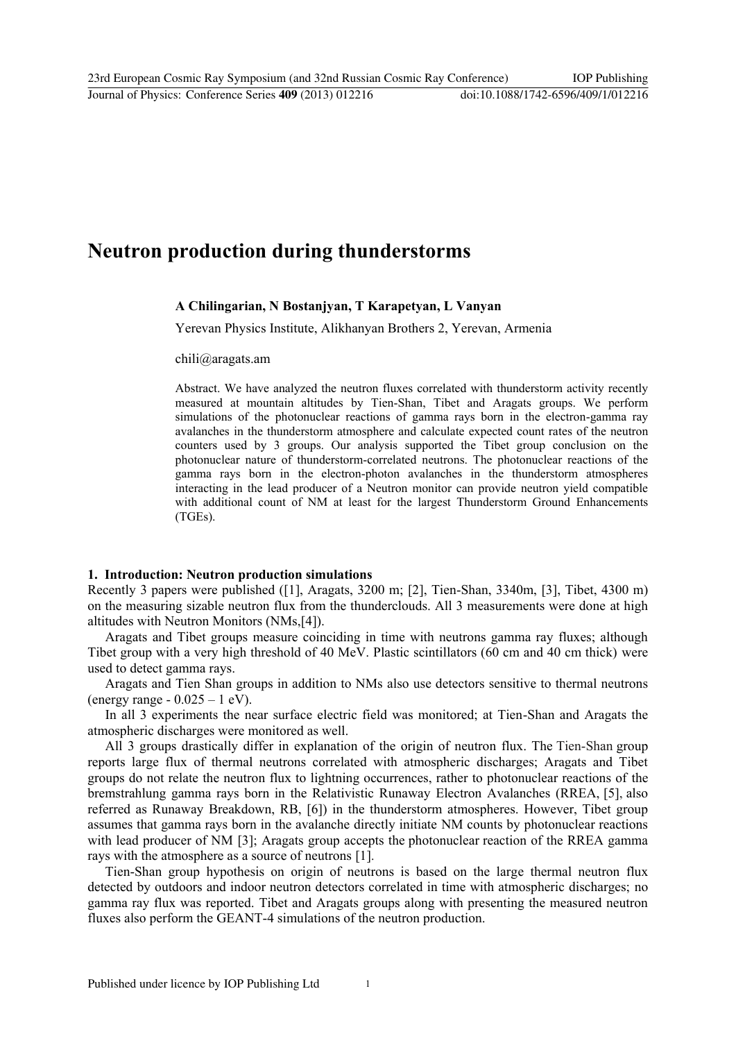# Neutron production during thunderstorms

**A Chilingarian, N Bostanjyan, T Karapetyan, L Vanyan**

Yerevan Physics Institute, Alikhanyan Brothers 2, Yerevan, Armenia

chili@aragats.am

Abstract. We have analyzed the neutron fluxes correlated with thunderstorm activity recently measured at mountain altitudes by Tien-Shan, Tibet and Aragats groups. We perform simulations of the photonuclear reactions of gamma rays born in the electron-gamma ray avalanches in the thunderstorm atmosphere and calculate expected count rates of the neutron counters used by 3 groups. Our analysis supported the Tibet group conclusion on the photonuclear nature of thunderstorm-correlated neutrons. The photonuclear reactions of the gamma rays born in the electron-photon avalanches in the thunderstorm atmospheres interacting in the lead producer of a Neutron monitor can provide neutron yield compatible with additional count of NM at least for the largest Thunderstorm Ground Enhancements (TGEs).

## 1. Introduction: Neutron production simulations

Recently 3 papers were published ([1], Aragats, 3200 m; [2], Tien-Shan, 3340m, [3], Tibet, 4300 m) on the measuring sizable neutron flux from the thunderclouds. All 3 measurements were done at high altitudes with Neutron Monitors (NMs,[4]).

Aragats and Tibet groups measure coinciding in time with neutrons gamma ray fluxes; although Tibet group with a very high threshold of 40 MeV. Plastic scintillators (60 cm and 40 cm thick) were used to detect gamma rays.

Aragats and Tien Shan groups in addition to NMs also use detectors sensitive to thermal neutrons (energy range - 0.025 – 1 eV).

In all 3 experiments the near surface electric field was monitored; at Tien-Shan and Aragats the atmospheric discharges were monitored as well.

All 3 groups drastically differ in explanation of the origin of neutron flux. The Tien-Shan group reports large flux of thermal neutrons correlated with atmospheric discharges; Aragats and Tibet groups do not relate the neutron flux to lightning occurrences, rather to photonuclear reactions of the bremstrahlung gamma rays born in the Relativistic Runaway Electron Avalanches (RREA, [5], also referred as Runaway Breakdown, RB, [6]) in the thunderstorm atmospheres. However, Tibet group assumes that gamma rays born in the avalanche directly initiate NM counts by photonuclear reactions with lead producer of NM [3]; Aragats group accepts the photonuclear reaction of the RREA gamma rays with the atmosphere as a source of neutrons [1].

Tien-Shan group hypothesis on origin of neutrons is based on the large thermal neutron flux detected by outdoors and indoor neutron detectors correlated in time with atmospheric discharges; no gamma ray flux was reported. Tibet and Aragats groups along with presenting the measured neutron fluxes also perform the GEANT-4 simulations of the neutron production.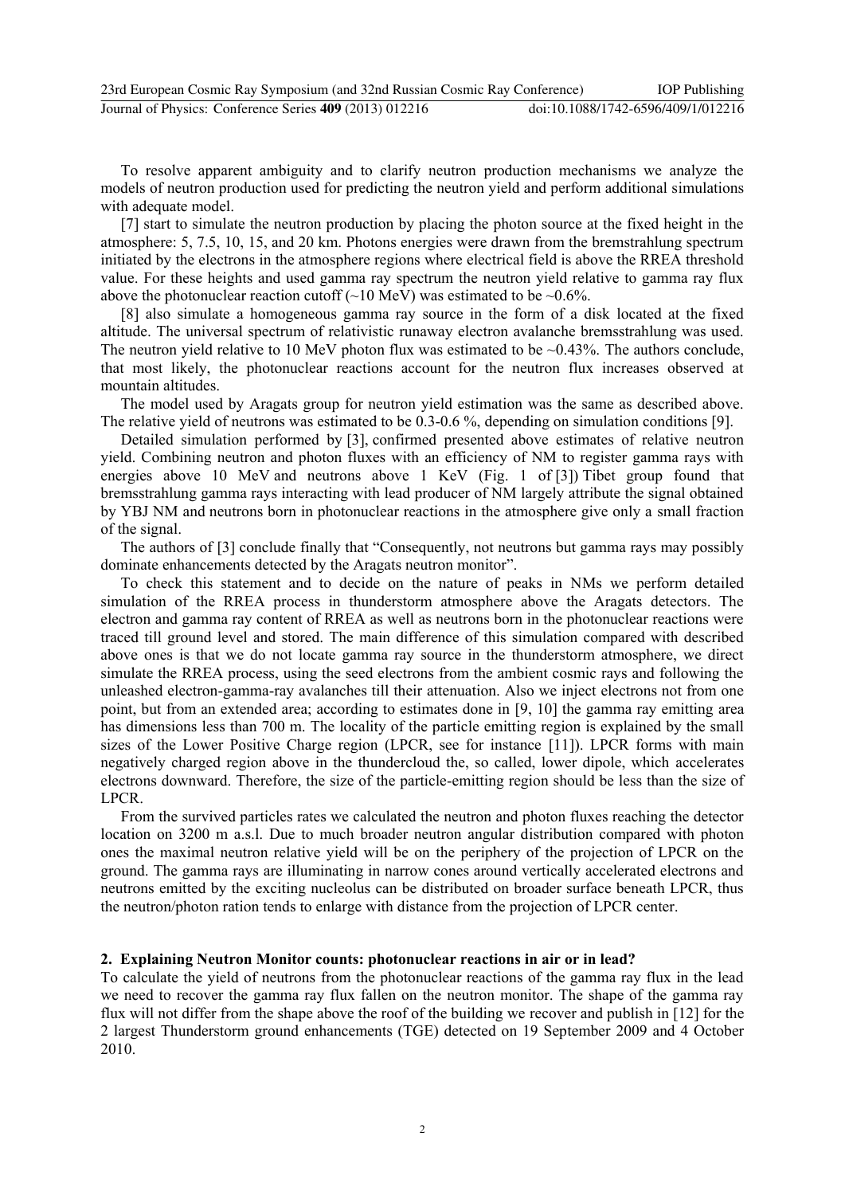To resolve apparent ambiguity and to clarify neutron production mechanisms we analyze the models of neutron production used for predicting the neutron yield and perform additional simulations with adequate model.

[7] start to simulate the neutron production by placing the photon source at the fixed height in the atmosphere: 5, 7.5, 10, 15, and 20 km. Photons energies were drawn from the bremstrahlung spectrum initiated by the electrons in the atmosphere regions where electrical field is above the RREA threshold value. For these heights and used gamma ray spectrum the neutron yield relative to gamma ray flux above the photonuclear reaction cutoff (~10 MeV) was estimated to be ~0.6%.

[8] also simulate a homogeneous gamma ray source in the form of a disk located at the fixed altitude. The universal spectrum of relativistic runaway electron avalanche bremsstrahlung was used. The neutron yield relative to 10 MeV photon flux was estimated to be ~0.43%. The authors conclude, that most likely, the photonuclear reactions account for the neutron flux increases observed at mountain altitudes.

The model used by Aragats group for neutron yield estimation was the same as described above. The relative yield of neutrons was estimated to be 0.3-0.6 %, depending on simulation conditions [9].

Detailed simulation performed by [3], confirmed presented above estimates of relative neutron yield. Combining neutron and photon fluxes with an efficiency of NM to register gamma rays with energies above 10 MeV and neutrons above 1 KeV (Fig. 1 of [3]) Tibet group found that bremsstrahlung gamma rays interacting with lead producer of NM largely attribute the signal obtained by YBJ NM and neutrons born in photonuclear reactions in the atmosphere give only a small fraction of the signal.

The authors of [3] conclude finally that "Consequently, not neutrons but gamma rays may possibly dominate enhancements detected by the Aragats neutron monitor".

To check this statement and to decide on the nature of peaks in NMs we perform detailed simulation of the RREA process in thunderstorm atmosphere above the Aragats detectors. The electron and gamma ray content of RREA as well as neutrons born in the photonuclear reactions were traced till ground level and stored. The main difference of this simulation compared with described above ones is that we do not locate gamma ray source in the thunderstorm atmosphere, we direct simulate the RREA process, using the seed electrons from the ambient cosmic rays and following the unleashed electron-gamma-ray avalanches till their attenuation. Also we inject electrons not from one point, but from an extended area; according to estimates done in [9, 10] the gamma ray emitting area has dimensions less than 700 m. The locality of the particle emitting region is explained by the small sizes of the Lower Positive Charge region (LPCR, see for instance [11]). LPCR forms with main negatively charged region above in the thundercloud the, so called, lower dipole, which accelerates electrons downward. Therefore, the size of the particle-emitting region should be less than the size of LPCR.

From the survived particles rates we calculated the neutron and photon fluxes reaching the detector location on 3200 m a.s.l. Due to much broader neutron angular distribution compared with photon ones the maximal neutron relative yield will be on the periphery of the projection of LPCR on the ground. The gamma rays are illuminating in narrow cones around vertically accelerated electrons and neutrons emitted by the exciting nucleolus can be distributed on broader surface beneath LPCR, thus the neutron/photon ration tends to enlarge with distance from the projection of LPCR center.

## 2. Explaining Neutron Monitor counts: photonuclear reactions in air or in lead?

To calculate the yield of neutrons from the photonuclear reactions of the gamma ray flux in the lead we need to recover the gamma ray flux fallen on the neutron monitor. The shape of the gamma ray flux will not differ from the shape above the roof of the building we recover and publish in [12] for the 2 largest Thunderstorm ground enhancements (TGE) detected on 19 September 2009 and 4 October 2010.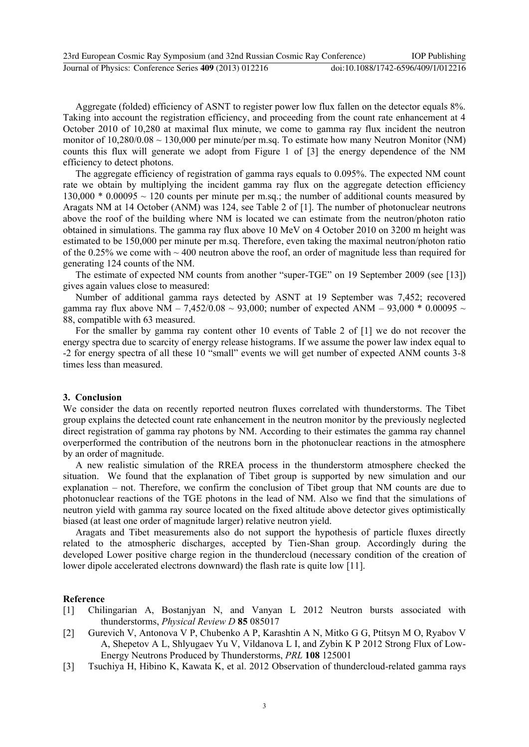Aggregate (folded) efficiency of ASNT to register power low flux fallen on the detector equals 8%. Taking into account the registration efficiency, and proceeding from the count rate enhancement at 4 October 2010 of 10,280 at maximal flux minute, we come to gamma ray flux incident the neutron monitor of 10,280/0.08 ~ 130,000 per minute/per m.sq. To estimate how many Neutron Monitor (NM) counts this flux will generate we adopt from Figure 1 of [3] the energy dependence of the NM efficiency to detect photons.

The aggregate efficiency of registration of gamma rays equals to 0.095%. The expected NM count rate we obtain by multiplying the incident gamma ray flux on the aggregate detection efficiency 130,000 * 0.00095 ~ 120 counts per minute per m.sq.; the number of additional counts measured by Aragats NM at 14 October (ANM) was 124, see Table 2 of [1]. The number of photonuclear neutrons above the roof of the building where NM is located we can estimate from the neutron/photon ratio obtained in simulations. The gamma ray flux above 10 MeV on 4 October 2010 on 3200 m height was estimated to be 150,000 per minute per m.sq. Therefore, even taking the maximal neutron/photon ratio of the 0.25% we come with ~ 400 neutron above the roof, an order of magnitude less than required for generating 124 counts of the NM.

The estimate of expected NM counts from another "super-TGE" on 19 September 2009 (see [13]) gives again values close to measured:

Number of additional gamma rays detected by ASNT at 19 September was 7,452; recovered gamma ray flux above NM – 7,452/0.08 ~ 93,000; number of expected ANM – 93,000 * 0.00095 ~ 88, compatible with 63 measured.

For the smaller by gamma ray content other 10 events of Table 2 of [1] we do not recover the energy spectra due to scarcity of energy release histograms. If we assume the power law index equal to -2 for energy spectra of all these 10 "small" events we will get number of expected ANM counts 3-8 times less than measured.

## 3. Conclusion

We consider the data on recently reported neutron fluxes correlated with thunderstorms. The Tibet group explains the detected count rate enhancement in the neutron monitor by the previously neglected direct registration of gamma ray photons by NM. According to their estimates the gamma ray channel overperformed the contribution of the neutrons born in the photonuclear reactions in the atmosphere by an order of magnitude.

A new realistic simulation of the RREA process in the thunderstorm atmosphere checked the situation. We found that the explanation of Tibet group is supported by new simulation and our explanation – not. Therefore, we confirm the conclusion of Tibet group that NM counts are due to photonuclear reactions of the TGE photons in the lead of NM. Also we find that the simulations of neutron yield with gamma ray source located on the fixed altitude above detector gives optimistically biased (at least one order of magnitude larger) relative neutron yield.

Aragats and Tibet measurements also do not support the hypothesis of particle fluxes directly related to the atmospheric discharges, accepted by Tien-Shan group. Accordingly during the developed Lower positive charge region in the thundercloud (necessary condition of the creation of lower dipole accelerated electrons downward) the flash rate is quite low [11].

## Reference

[1] Chilingarian A, Bostanjyan N, and Vanyan L 2012 Neutron bursts associated with thunderstorms, *Physical Review D* **85** 085017

[2] Gurevich V, Antonova V P, Chubenko A P, Karashtin A N, Mitko G G, Ptitsyn M O, Ryabov V A, Shepetov A L, Shlyugaev Yu V, Vildanova L I, and Zybin K P 2012 Strong Flux of Low-Energy Neutrons Produced by Thunderstorms, *PRL* **108** 125001

[3] Tsuchiya H, Hibino K, Kawata K, et al. 2012 Observation of thundercloud-related gamma rays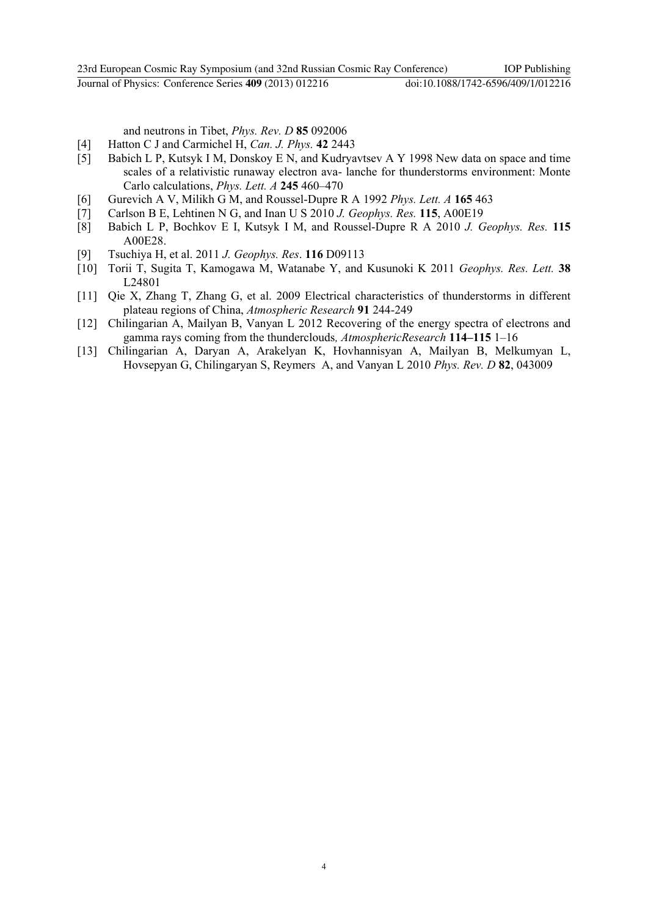and neutrons in Tibet, *Phys. Rev. D* **85** 092006

[4] Hatton C J and Carmichel H, *Can. J. Phys.* **42** 2443

[5] Babich L P, Kutsyk I M, Donskoy E N, and Kudryavtsev A Y 1998 New data on space and time scales of a relativistic runaway electron ava- lanche for thunderstorms environment: Monte Carlo calculations, *Phys. Lett. A* **245** 460–470

[6] Gurevich A V, Milikh G M, and Roussel-Dupre R A 1992 *Phys. Lett. A* **165** 463

[7] Carlson B E, Lehtinen N G, and Inan U S 2010 *J. Geophys. Res.* **115**, A00E19

[8] Babich L P, Bochkov E I, Kutsyk I M, and Roussel-Dupre R A 2010 *J. Geophys. Res.* **115** A00E28.

[9] Tsuchiya H, et al. 2011 *J. Geophys. Res*. **116** D09113

[10] Torii T, Sugita T, Kamogawa M, Watanabe Y, and Kusunoki K 2011 *Geophys. Res. Lett.* **38** L24801

[11] Qie X, Zhang T, Zhang G, et al. 2009 Electrical characteristics of thunderstorms in different plateau regions of China, *Atmospheric Research* **91** 244-249

[12] Chilingarian A, Mailyan B, Vanyan L 2012 Recovering of the energy spectra of electrons and gamma rays coming from the thunderclouds*, AtmosphericResearch* **114–115** 1–16

[13] Chilingarian A, Daryan A, Arakelyan K, Hovhannisyan A, Mailyan B, Melkumyan L, Hovsepyan G, Chilingaryan S, Reymers A, and Vanyan L 2010 *Phys. Rev. D* **82**, 043009